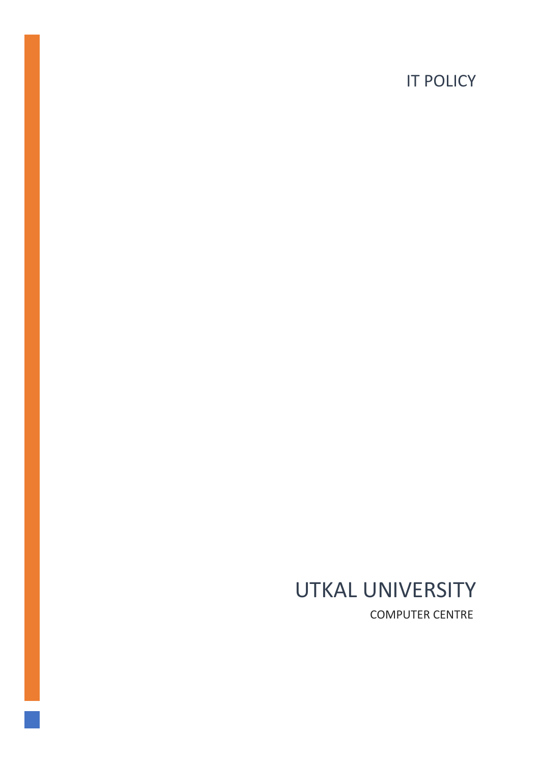IT POLICY

# UTKAL UNIVERSITY

COMPUTER CENTRE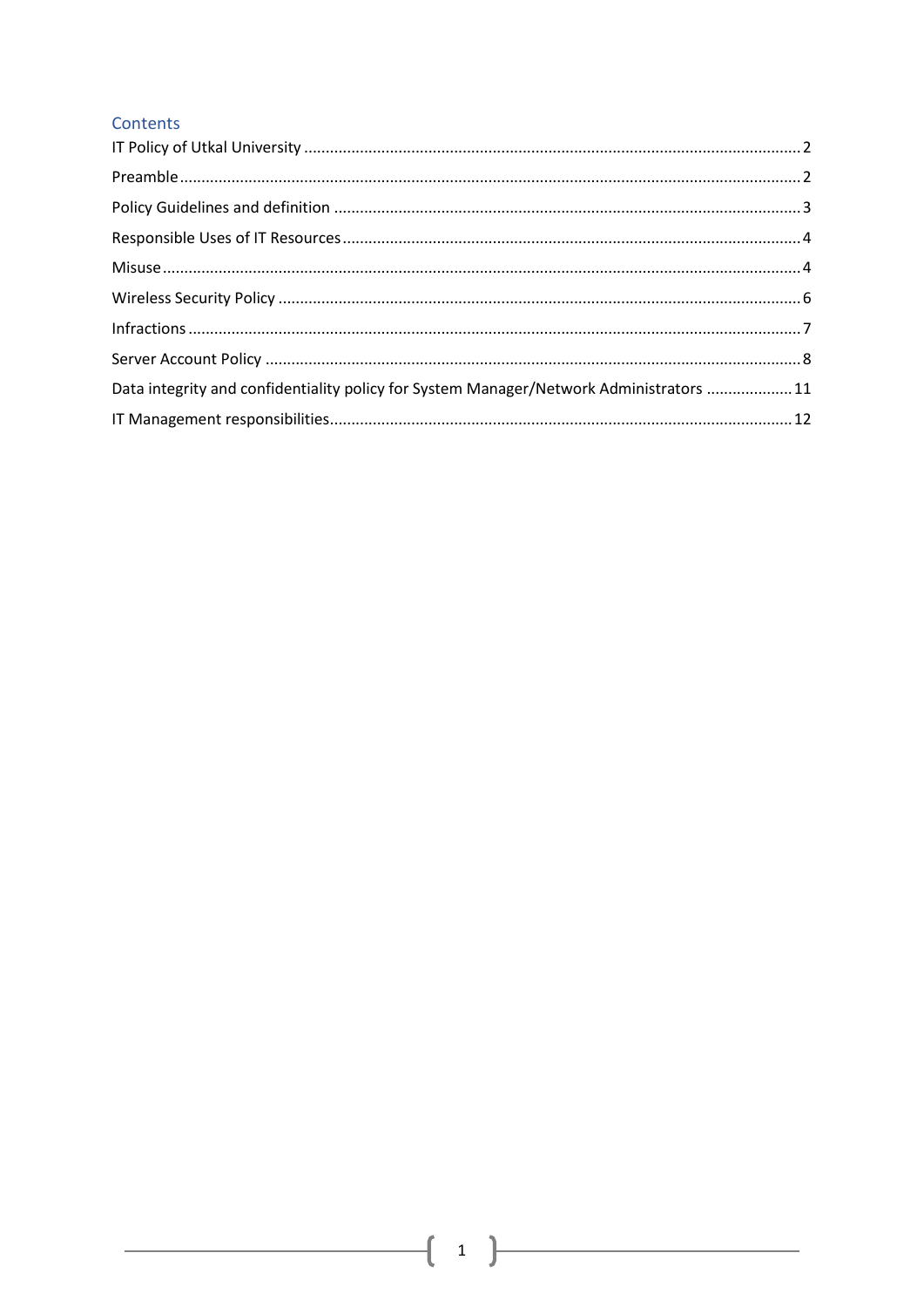## Contents

IT Policy of Utkal University ........................................................ 2

Preamble ........................................................ 2

Policy Guidelines and definition ........................................................ 3

Responsible Uses of IT Resources ........................................................ 4

Misuse ........................................................ 4

Wireless Security Policy ........................................................ 6

Infractions ........................................................ 7

Server Account Policy ........................................................ 8

Data integrity and confidentiality policy for System Manager/Network Administrators ........................................................ 11

IT Management responsibilities ........................................................ 12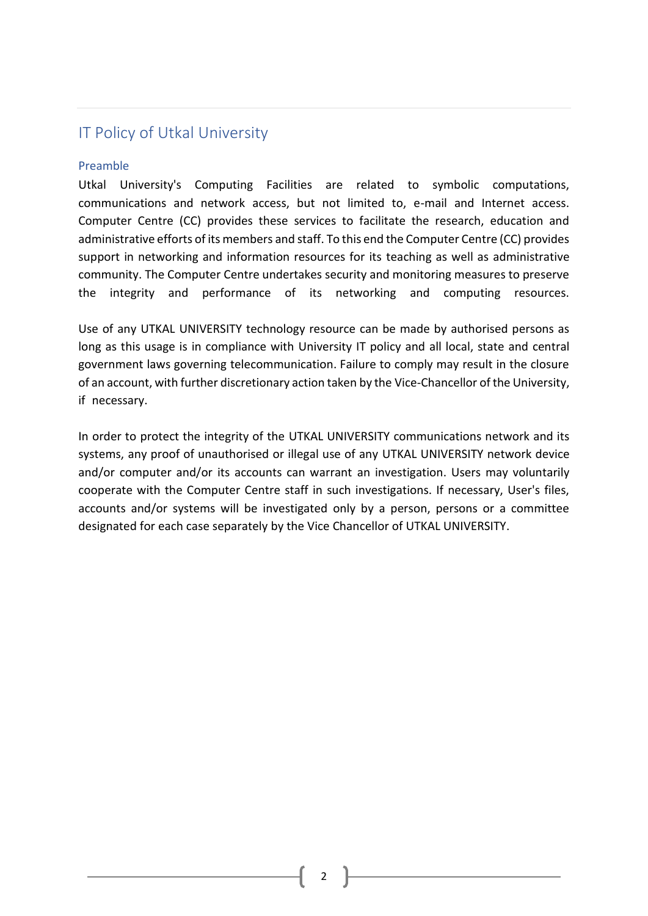# IT Policy of Utkal University

## Preamble

Utkal University's Computing Facilities are related to symbolic computations, communications and network access, but not limited to, e-mail and Internet access. Computer Centre (CC) provides these services to facilitate the research, education and administrative efforts of its members and staff. To this end the Computer Centre (CC) provides support in networking and information resources for its teaching as well as administrative community. The Computer Centre undertakes security and monitoring measures to preserve the integrity and performance of its networking and computing resources.

Use of any UTKAL UNIVERSITY technology resource can be made by authorised persons as long as this usage is in compliance with University IT policy and all local, state and central government laws governing telecommunication. Failure to comply may result in the closure of an account, with further discretionary action taken by the Vice-Chancellor of the University, if necessary.

In order to protect the integrity of the UTKAL UNIVERSITY communications network and its systems, any proof of unauthorised or illegal use of any UTKAL UNIVERSITY network device and/or computer and/or its accounts can warrant an investigation. Users may voluntarily cooperate with the Computer Centre staff in such investigations. If necessary, User's files, accounts and/or systems will be investigated only by a person, persons or a committee designated for each case separately by the Vice Chancellor of UTKAL UNIVERSITY.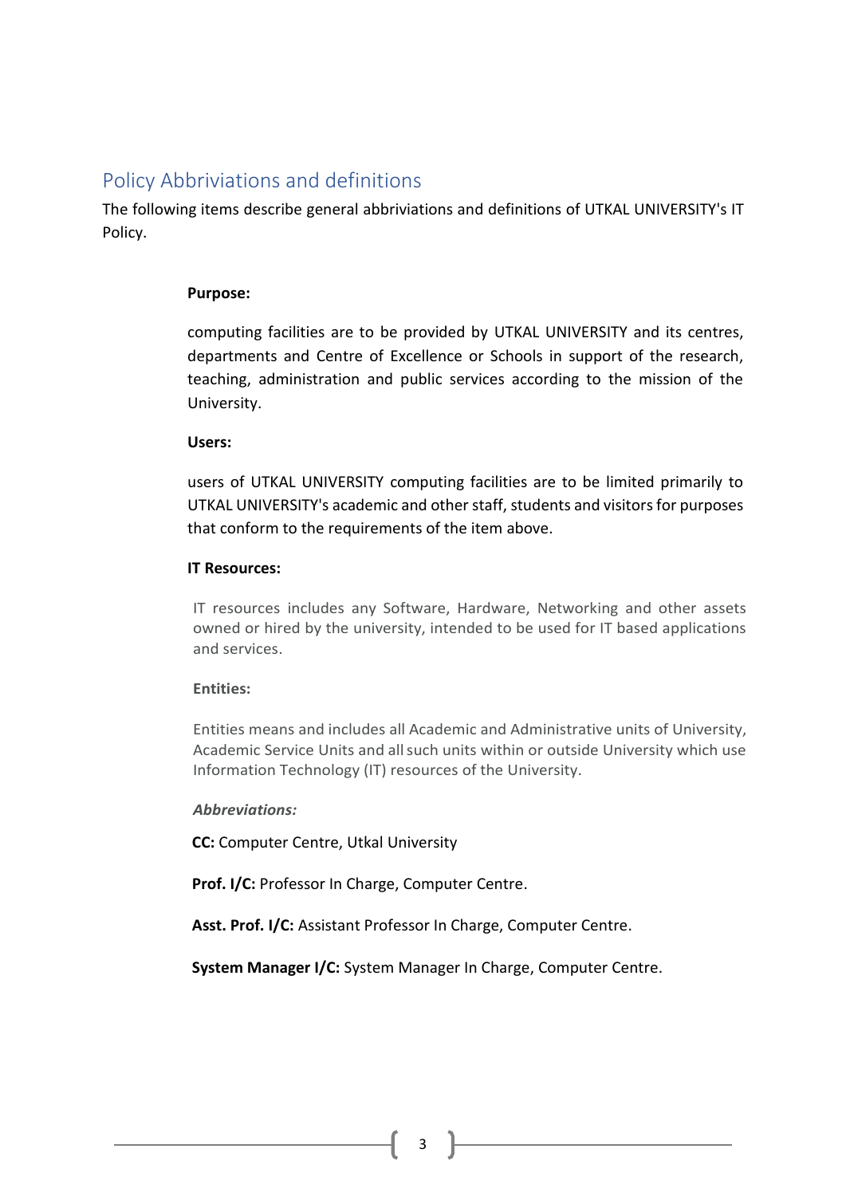## Policy Abbriviations and definitions

The following items describe general abbriviations and definitions of UTKAL UNIVERSITY's IT Policy.

**Purpose:**

computing facilities are to be provided by UTKAL UNIVERSITY and its centres, departments and Centre of Excellence or Schools in support of the research, teaching, administration and public services according to the mission of the University.

**Users:**

users of UTKAL UNIVERSITY computing facilities are to be limited primarily to UTKAL UNIVERSITY's academic and other staff, students and visitors for purposes that conform to the requirements of the item above.

**IT Resources:**

IT resources includes any Software, Hardware, Networking and other assets owned or hired by the university, intended to be used for IT based applications and services.

**Entities:**

Entities means and includes all Academic and Administrative units of University, Academic Service Units and all such units within or outside University which use Information Technology (IT) resources of the University.

***Abbreviations:***

**CC:** Computer Centre, Utkal University

**Prof. I/C:** Professor In Charge, Computer Centre.

**Asst. Prof. I/C:** Assistant Professor In Charge, Computer Centre.

**System Manager I/C:** System Manager In Charge, Computer Centre.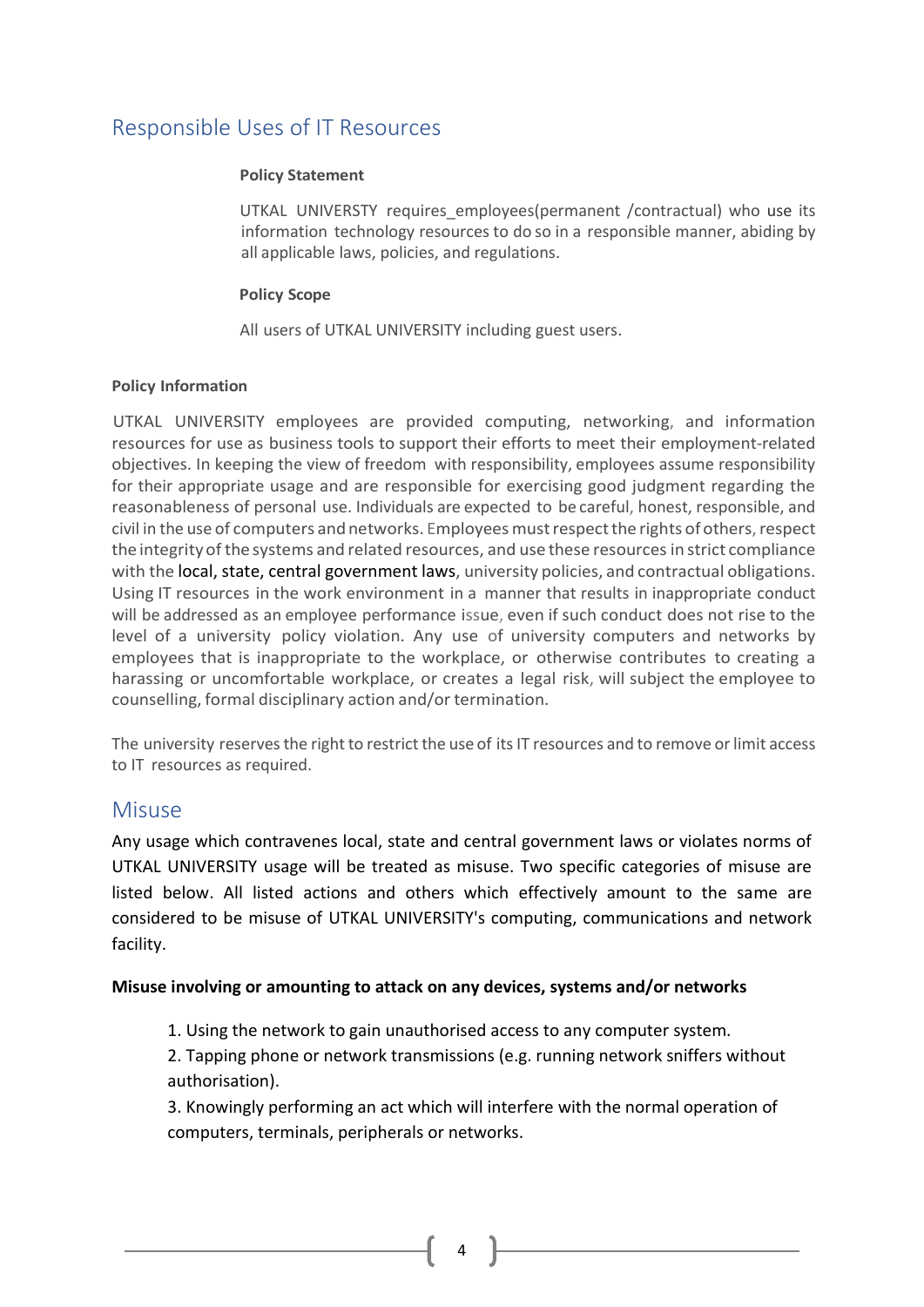## Responsible Uses of IT Resources

**Policy Statement**

UTKAL UNIVERSTY requires_employees(permanent /contractual) who use its information technology resources to do so in a responsible manner, abiding by all applicable laws, policies, and regulations.

**Policy Scope**

All users of UTKAL UNIVERSITY including guest users.

**Policy Information**

UTKAL UNIVERSITY employees are provided computing, networking, and information resources for use as business tools to support their efforts to meet their employment-related objectives. In keeping the view of freedom with responsibility, employees assume responsibility for their appropriate usage and are responsible for exercising good judgment regarding the reasonableness of personal use. Individuals are expected to be careful, honest, responsible, and civil in the use of computers and networks. Employees must respect the rights of others, respect the integrity of the systems and related resources, and use these resources in strict compliance with the local, state, central government laws, university policies, and contractual obligations. Using IT resources in the work environment in a manner that results in inappropriate conduct will be addressed as an employee performance issue, even if such conduct does not rise to the level of a university policy violation. Any use of university computers and networks by employees that is inappropriate to the workplace, or otherwise contributes to creating a harassing or uncomfortable workplace, or creates a legal risk, will subject the employee to counselling, formal disciplinary action and/or termination.

The university reserves the right to restrict the use of its IT resources and to remove or limit access to IT resources as required.

## Misuse

Any usage which contravenes local, state and central government laws or violates norms of UTKAL UNIVERSITY usage will be treated as misuse. Two specific categories of misuse are listed below. All listed actions and others which effectively amount to the same are considered to be misuse of UTKAL UNIVERSITY's computing, communications and network facility.

**Misuse involving or amounting to attack on any devices, systems and/or networks**

1. Using the network to gain unauthorised access to any computer system.
2. Tapping phone or network transmissions (e.g. running network sniffers without authorisation).
3. Knowingly performing an act which will interfere with the normal operation of computers, terminals, peripherals or networks.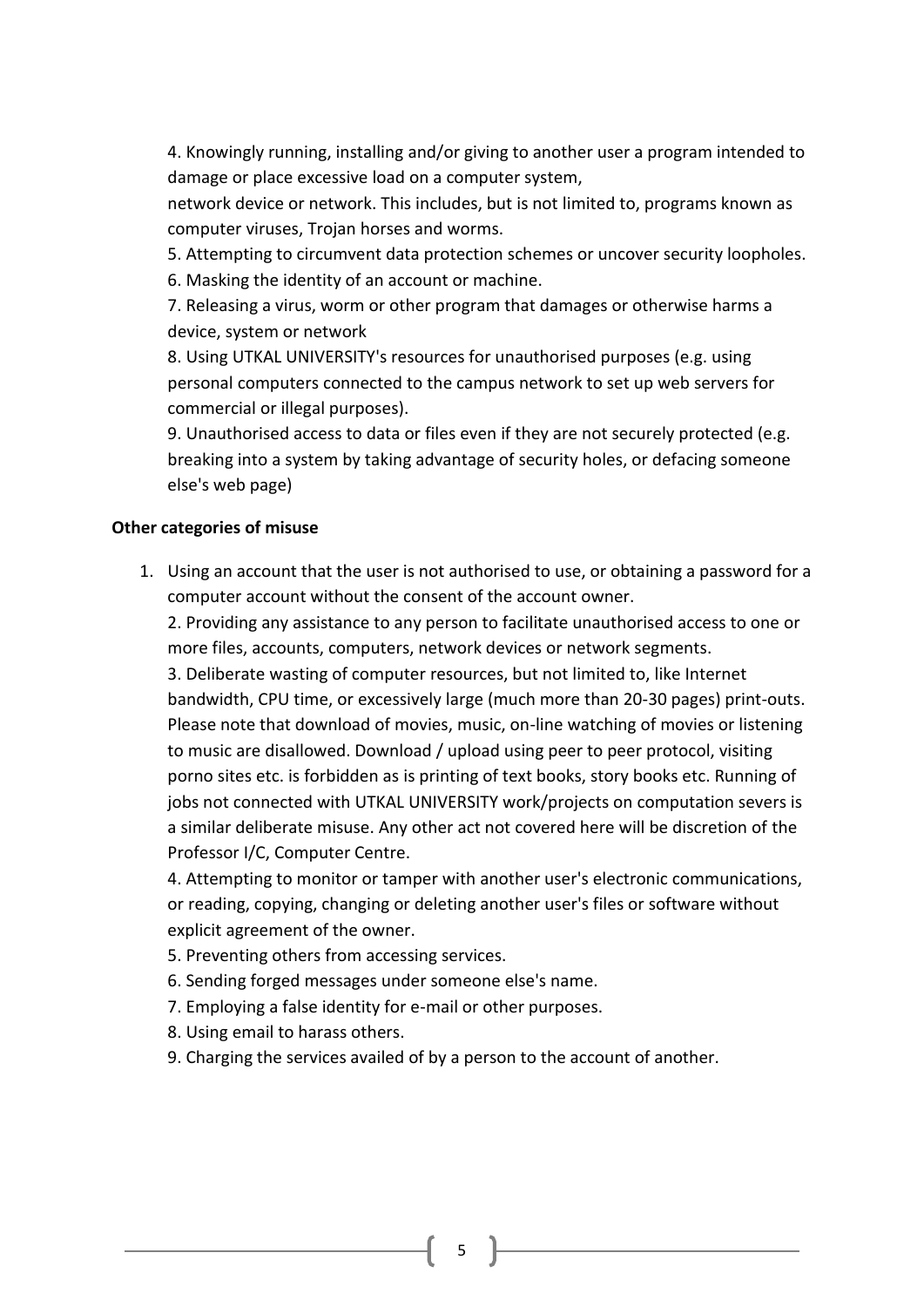4. Knowingly running, installing and/or giving to another user a program intended to damage or place excessive load on a computer system,
network device or network. This includes, but is not limited to, programs known as computer viruses, Trojan horses and worms.
5. Attempting to circumvent data protection schemes or uncover security loopholes.
6. Masking the identity of an account or machine.
7. Releasing a virus, worm or other program that damages or otherwise harms a device, system or network
8. Using UTKAL UNIVERSITY's resources for unauthorised purposes (e.g. using personal computers connected to the campus network to set up web servers for commercial or illegal purposes).
9. Unauthorised access to data or files even if they are not securely protected (e.g. breaking into a system by taking advantage of security holes, or defacing someone else's web page)

**Other categories of misuse**

1. Using an account that the user is not authorised to use, or obtaining a password for a computer account without the consent of the account owner.
2. Providing any assistance to any person to facilitate unauthorised access to one or more files, accounts, computers, network devices or network segments.
3. Deliberate wasting of computer resources, but not limited to, like Internet bandwidth, CPU time, or excessively large (much more than 20-30 pages) print-outs. Please note that download of movies, music, on-line watching of movies or listening to music are disallowed. Download / upload using peer to peer protocol, visiting porno sites etc. is forbidden as is printing of text books, story books etc. Running of jobs not connected with UTKAL UNIVERSITY work/projects on computation severs is a similar deliberate misuse. Any other act not covered here will be discretion of the Professor I/C, Computer Centre.
4. Attempting to monitor or tamper with another user's electronic communications, or reading, copying, changing or deleting another user's files or software without explicit agreement of the owner.
5. Preventing others from accessing services.
6. Sending forged messages under someone else's name.
7. Employing a false identity for e-mail or other purposes.
8. Using email to harass others.
9. Charging the services availed of by a person to the account of another.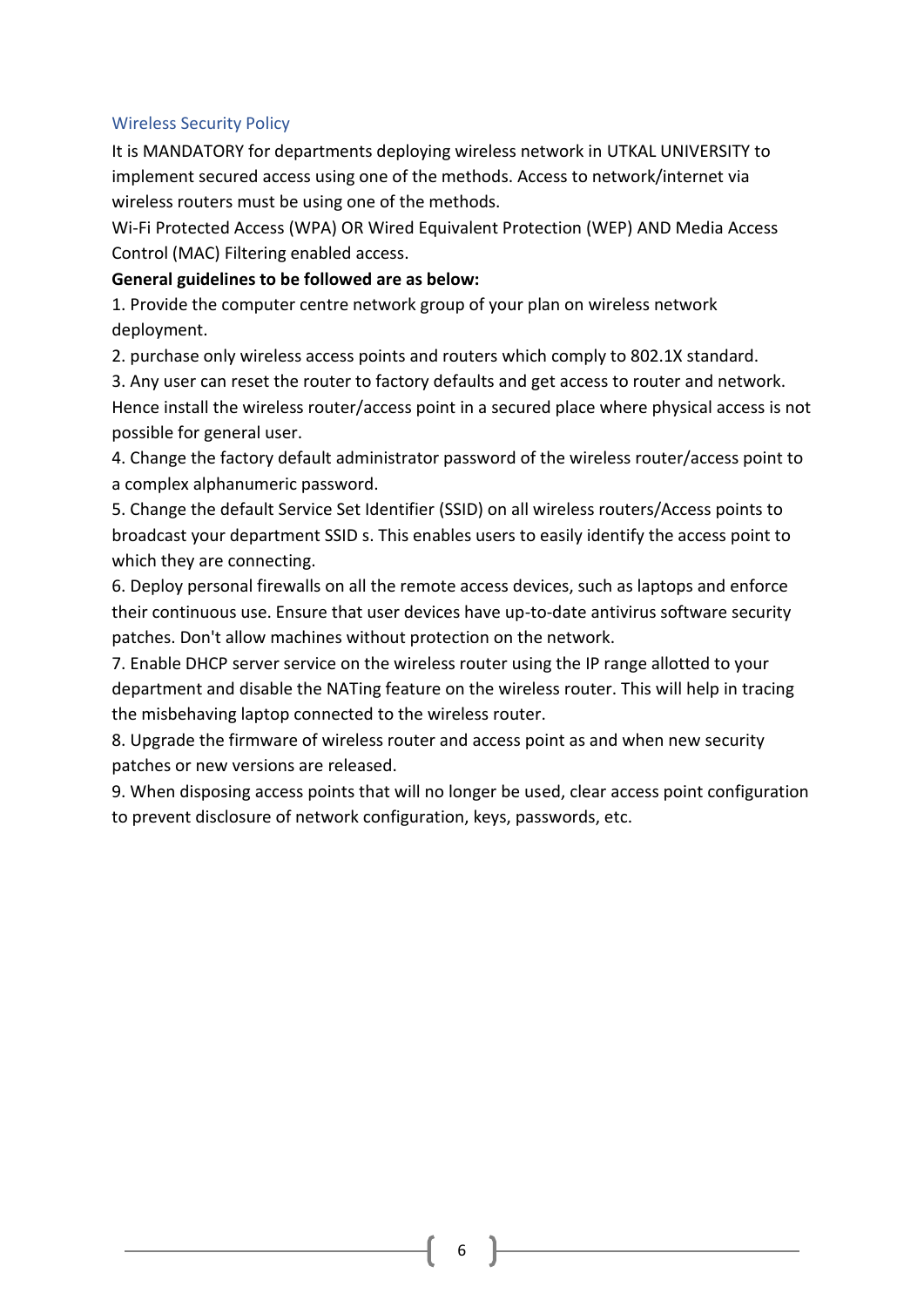## Wireless Security Policy

It is MANDATORY for departments deploying wireless network in UTKAL UNIVERSITY to implement secured access using one of the methods. Access to network/internet via wireless routers must be using one of the methods.

Wi-Fi Protected Access (WPA) OR Wired Equivalent Protection (WEP) AND Media Access Control (MAC) Filtering enabled access.

**General guidelines to be followed are as below:**

1. Provide the computer centre network group of your plan on wireless network deployment.
2. purchase only wireless access points and routers which comply to 802.1X standard.
3. Any user can reset the router to factory defaults and get access to router and network. Hence install the wireless router/access point in a secured place where physical access is not possible for general user.
4. Change the factory default administrator password of the wireless router/access point to a complex alphanumeric password.
5. Change the default Service Set Identifier (SSID) on all wireless routers/Access points to broadcast your department SSID s. This enables users to easily identify the access point to which they are connecting.
6. Deploy personal firewalls on all the remote access devices, such as laptops and enforce their continuous use. Ensure that user devices have up-to-date antivirus software security patches. Don't allow machines without protection on the network.
7. Enable DHCP server service on the wireless router using the IP range allotted to your department and disable the NATing feature on the wireless router. This will help in tracing the misbehaving laptop connected to the wireless router.
8. Upgrade the firmware of wireless router and access point as and when new security patches or new versions are released.
9. When disposing access points that will no longer be used, clear access point configuration to prevent disclosure of network configuration, keys, passwords, etc.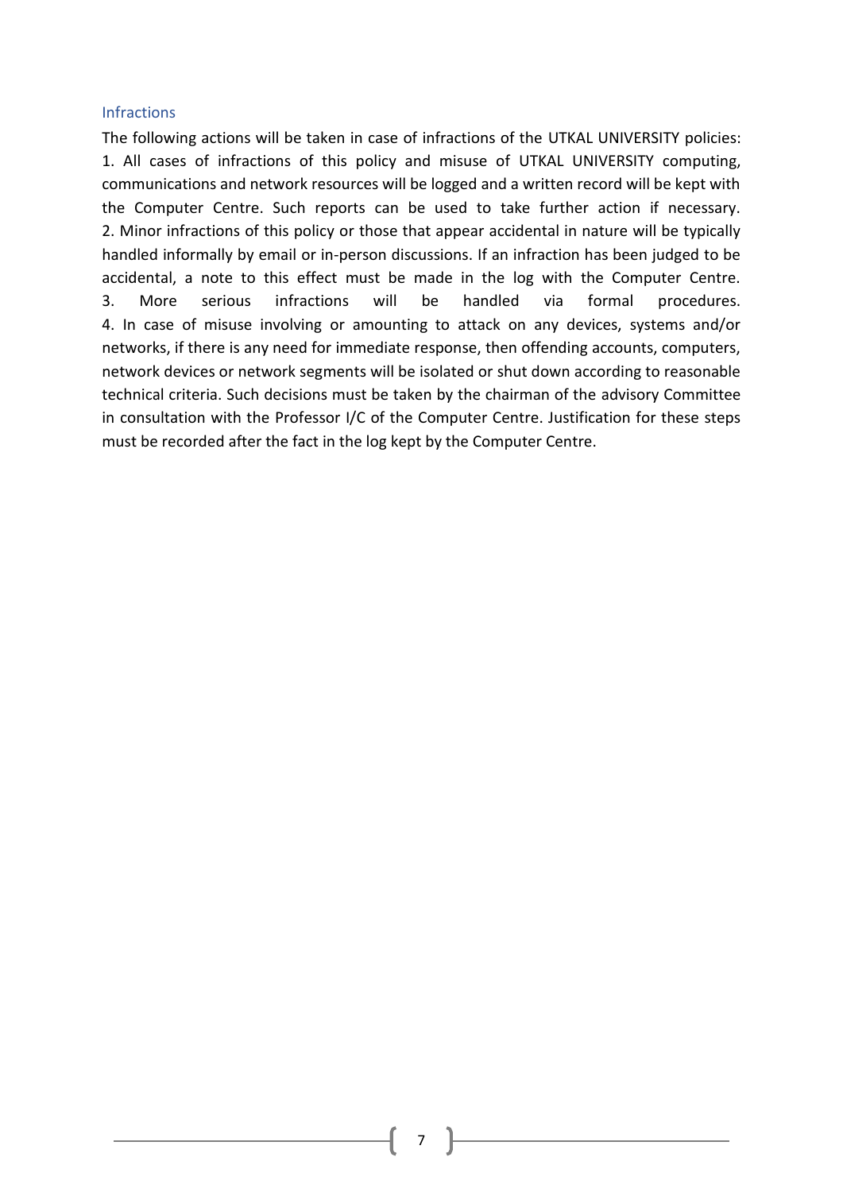## Infractions

The following actions will be taken in case of infractions of the UTKAL UNIVERSITY policies:

1. All cases of infractions of this policy and misuse of UTKAL UNIVERSITY computing, communications and network resources will be logged and a written record will be kept with the Computer Centre. Such reports can be used to take further action if necessary.
2. Minor infractions of this policy or those that appear accidental in nature will be typically handled informally by email or in-person discussions. If an infraction has been judged to be accidental, a note to this effect must be made in the log with the Computer Centre.
3. More serious infractions will be handled via formal procedures.
4. In case of misuse involving or amounting to attack on any devices, systems and/or networks, if there is any need for immediate response, then offending accounts, computers, network devices or network segments will be isolated or shut down according to reasonable technical criteria. Such decisions must be taken by the chairman of the advisory Committee in consultation with the Professor I/C of the Computer Centre. Justification for these steps must be recorded after the fact in the log kept by the Computer Centre.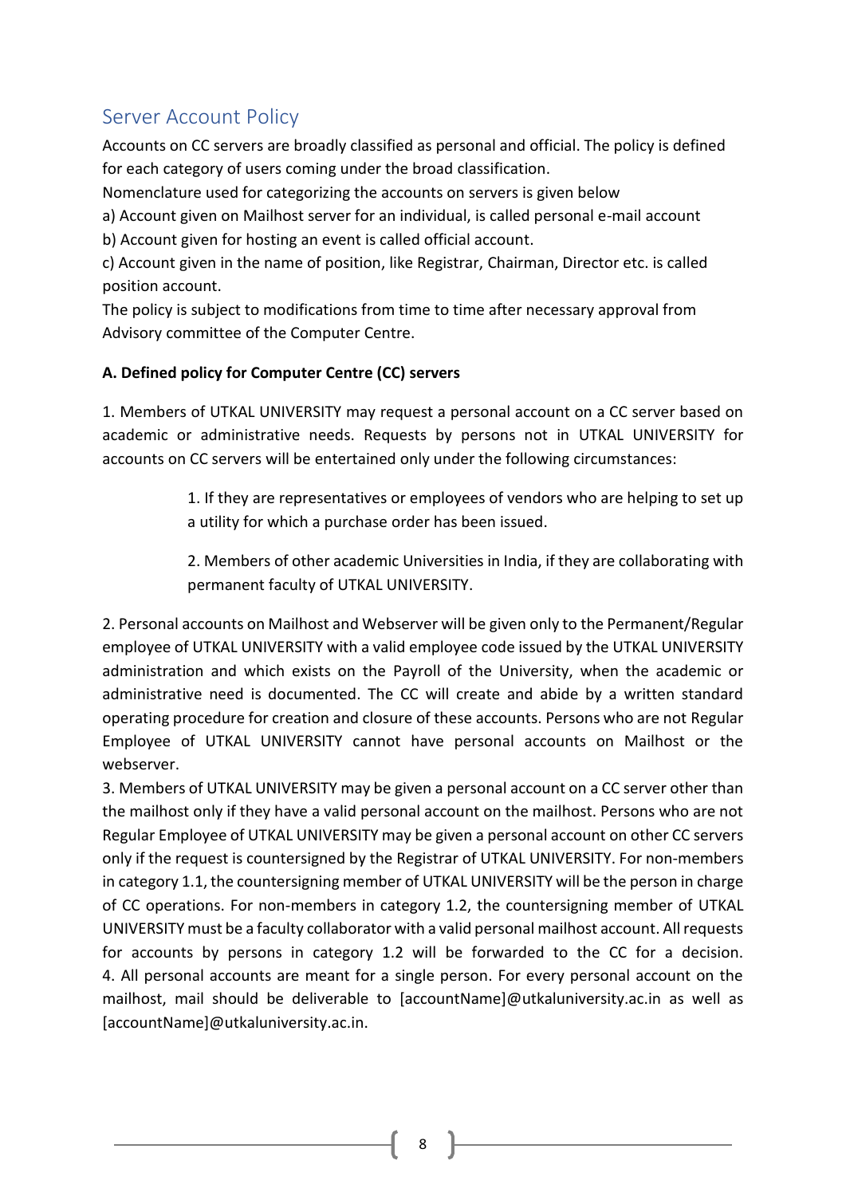## Server Account Policy

Accounts on CC servers are broadly classified as personal and official. The policy is defined for each category of users coming under the broad classification.

Nomenclature used for categorizing the accounts on servers is given below

a) Account given on Mailhost server for an individual, is called personal e-mail account

b) Account given for hosting an event is called official account.

c) Account given in the name of position, like Registrar, Chairman, Director etc. is called position account.

The policy is subject to modifications from time to time after necessary approval from Advisory committee of the Computer Centre.

**A. Defined policy for Computer Centre (CC) servers**

1. Members of UTKAL UNIVERSITY may request a personal account on a CC server based on academic or administrative needs. Requests by persons not in UTKAL UNIVERSITY for accounts on CC servers will be entertained only under the following circumstances:

    1. If they are representatives or employees of vendors who are helping to set up a utility for which a purchase order has been issued.

    2. Members of other academic Universities in India, if they are collaborating with permanent faculty of UTKAL UNIVERSITY.

2. Personal accounts on Mailhost and Webserver will be given only to the Permanent/Regular employee of UTKAL UNIVERSITY with a valid employee code issued by the UTKAL UNIVERSITY administration and which exists on the Payroll of the University, when the academic or administrative need is documented. The CC will create and abide by a written standard operating procedure for creation and closure of these accounts. Persons who are not Regular Employee of UTKAL UNIVERSITY cannot have personal accounts on Mailhost or the webserver.

3. Members of UTKAL UNIVERSITY may be given a personal account on a CC server other than the mailhost only if they have a valid personal account on the mailhost. Persons who are not Regular Employee of UTKAL UNIVERSITY may be given a personal account on other CC servers only if the request is countersigned by the Registrar of UTKAL UNIVERSITY. For non-members in category 1.1, the countersigning member of UTKAL UNIVERSITY will be the person in charge of CC operations. For non-members in category 1.2, the countersigning member of UTKAL UNIVERSITY must be a faculty collaborator with a valid personal mailhost account. All requests for accounts by persons in category 1.2 will be forwarded to the CC for a decision.

4. All personal accounts are meant for a single person. For every personal account on the mailhost, mail should be deliverable to [accountName]@utkaluniversity.ac.in as well as [accountName]@utkaluniversity.ac.in.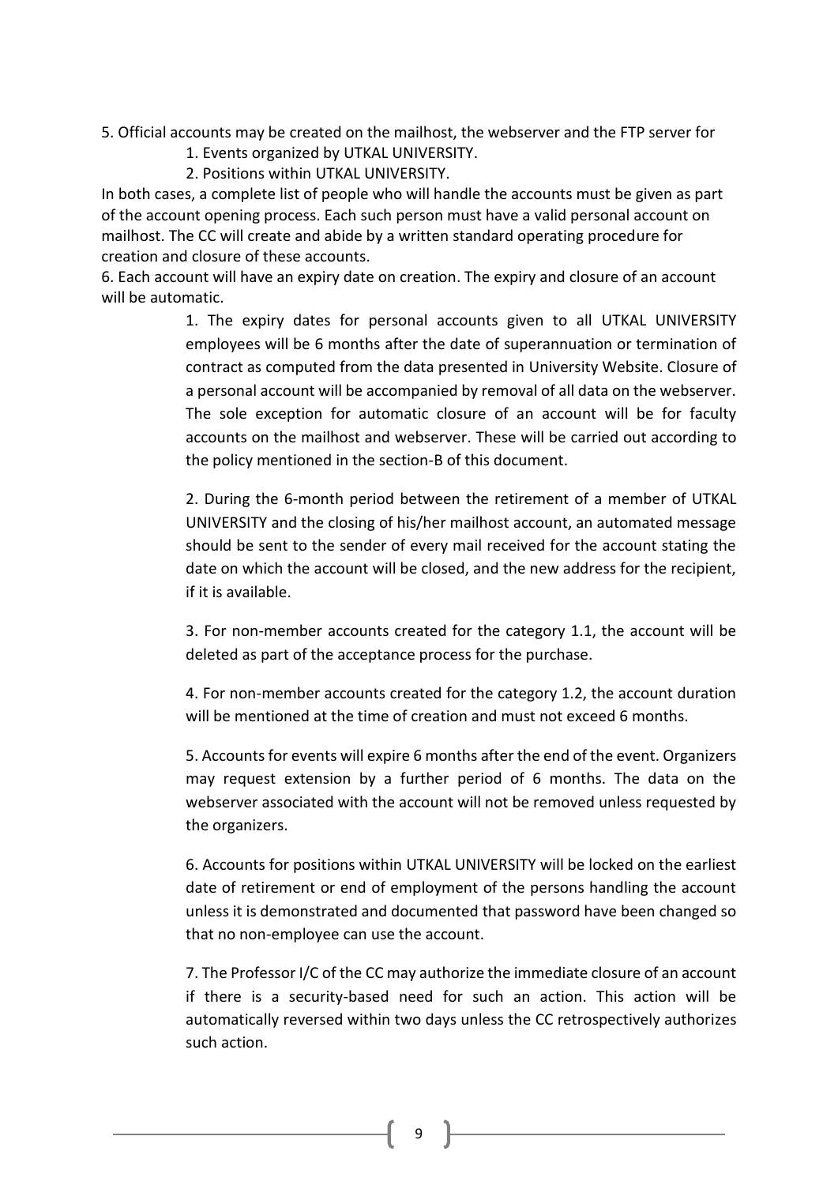5. Official accounts may be created on the mailhost, the webserver and the FTP server for

    1. Events organized by UTKAL UNIVERSITY.
    2. Positions within UTKAL UNIVERSITY.

In both cases, a complete list of people who will handle the accounts must be given as part of the account opening process. Each such person must have a valid personal account on mailhost. The CC will create and abide by a written standard operating procedure for creation and closure of these accounts.

6. Each account will have an expiry date on creation. The expiry and closure of an account will be automatic.

    1. The expiry dates for personal accounts given to all UTKAL UNIVERSITY employees will be 6 months after the date of superannuation or termination of contract as computed from the data presented in University Website. Closure of a personal account will be accompanied by removal of all data on the webserver. The sole exception for automatic closure of an account will be for faculty accounts on the mailhost and webserver. These will be carried out according to the policy mentioned in the section-B of this document.

    2. During the 6-month period between the retirement of a member of UTKAL UNIVERSITY and the closing of his/her mailhost account, an automated message should be sent to the sender of every mail received for the account stating the date on which the account will be closed, and the new address for the recipient, if it is available.

    3. For non-member accounts created for the category 1.1, the account will be deleted as part of the acceptance process for the purchase.

    4. For non-member accounts created for the category 1.2, the account duration will be mentioned at the time of creation and must not exceed 6 months.

    5. Accounts for events will expire 6 months after the end of the event. Organizers may request extension by a further period of 6 months. The data on the webserver associated with the account will not be removed unless requested by the organizers.

    6. Accounts for positions within UTKAL UNIVERSITY will be locked on the earliest date of retirement or end of employment of the persons handling the account unless it is demonstrated and documented that password have been changed so that no non-employee can use the account.

    7. The Professor I/C of the CC may authorize the immediate closure of an account if there is a security-based need for such an action. This action will be automatically reversed within two days unless the CC retrospectively authorizes such action.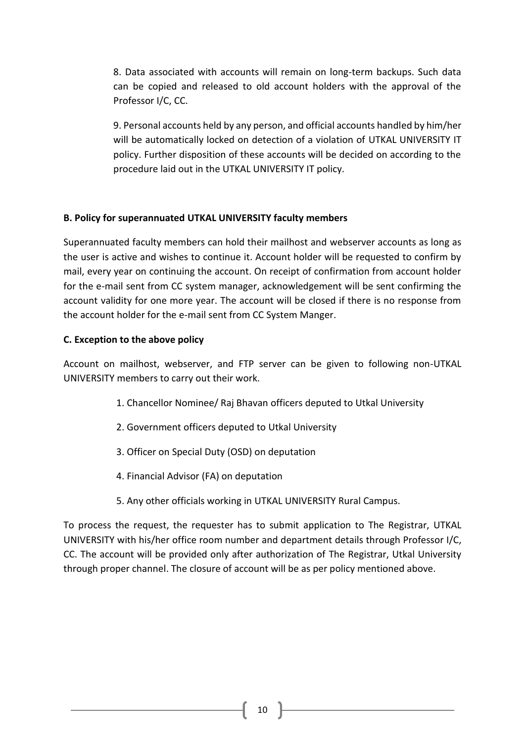8. Data associated with accounts will remain on long-term backups. Such data can be copied and released to old account holders with the approval of the Professor I/C, CC.

9. Personal accounts held by any person, and official accounts handled by him/her will be automatically locked on detection of a violation of UTKAL UNIVERSITY IT policy. Further disposition of these accounts will be decided on according to the procedure laid out in the UTKAL UNIVERSITY IT policy.

**B. Policy for superannuated UTKAL UNIVERSITY faculty members**

Superannuated faculty members can hold their mailhost and webserver accounts as long as the user is active and wishes to continue it. Account holder will be requested to confirm by mail, every year on continuing the account. On receipt of confirmation from account holder for the e-mail sent from CC system manager, acknowledgement will be sent confirming the account validity for one more year. The account will be closed if there is no response from the account holder for the e-mail sent from CC System Manger.

**C. Exception to the above policy**

Account on mailhost, webserver, and FTP server can be given to following non-UTKAL UNIVERSITY members to carry out their work.

1. Chancellor Nominee/ Raj Bhavan officers deputed to Utkal University
2. Government officers deputed to Utkal University
3. Officer on Special Duty (OSD) on deputation
4. Financial Advisor (FA) on deputation
5. Any other officials working in UTKAL UNIVERSITY Rural Campus.

To process the request, the requester has to submit application to The Registrar, UTKAL UNIVERSITY with his/her office room number and department details through Professor I/C, CC. The account will be provided only after authorization of The Registrar, Utkal University through proper channel. The closure of account will be as per policy mentioned above.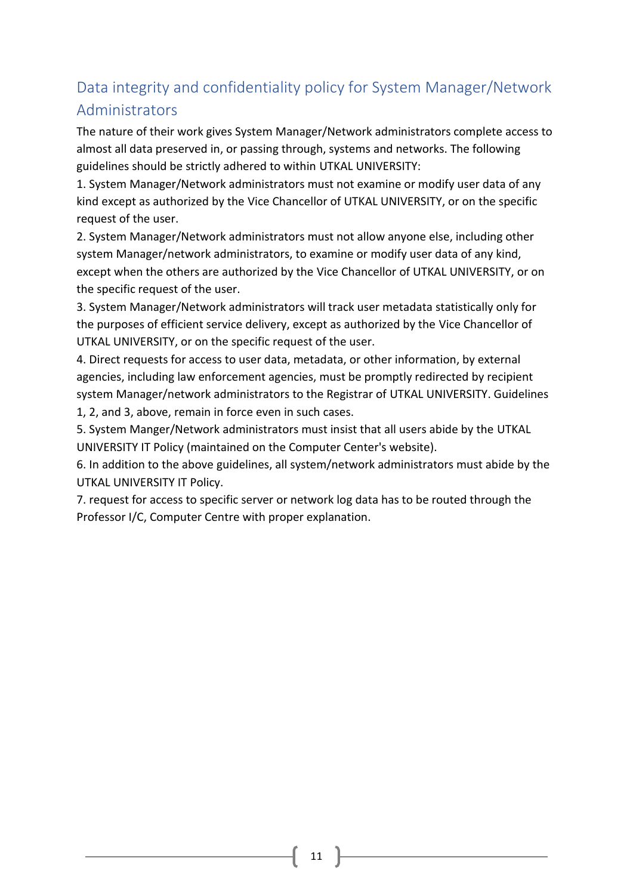## Data integrity and confidentiality policy for System Manager/Network Administrators

The nature of their work gives System Manager/Network administrators complete access to almost all data preserved in, or passing through, systems and networks. The following guidelines should be strictly adhered to within UTKAL UNIVERSITY:

1. System Manager/Network administrators must not examine or modify user data of any kind except as authorized by the Vice Chancellor of UTKAL UNIVERSITY, or on the specific request of the user.
2. System Manager/Network administrators must not allow anyone else, including other system Manager/network administrators, to examine or modify user data of any kind, except when the others are authorized by the Vice Chancellor of UTKAL UNIVERSITY, or on the specific request of the user.
3. System Manager/Network administrators will track user metadata statistically only for the purposes of efficient service delivery, except as authorized by the Vice Chancellor of UTKAL UNIVERSITY, or on the specific request of the user.
4. Direct requests for access to user data, metadata, or other information, by external agencies, including law enforcement agencies, must be promptly redirected by recipient system Manager/network administrators to the Registrar of UTKAL UNIVERSITY. Guidelines 1, 2, and 3, above, remain in force even in such cases.
5. System Manger/Network administrators must insist that all users abide by the UTKAL UNIVERSITY IT Policy (maintained on the Computer Center's website).
6. In addition to the above guidelines, all system/network administrators must abide by the UTKAL UNIVERSITY IT Policy.
7. request for access to specific server or network log data has to be routed through the Professor I/C, Computer Centre with proper explanation.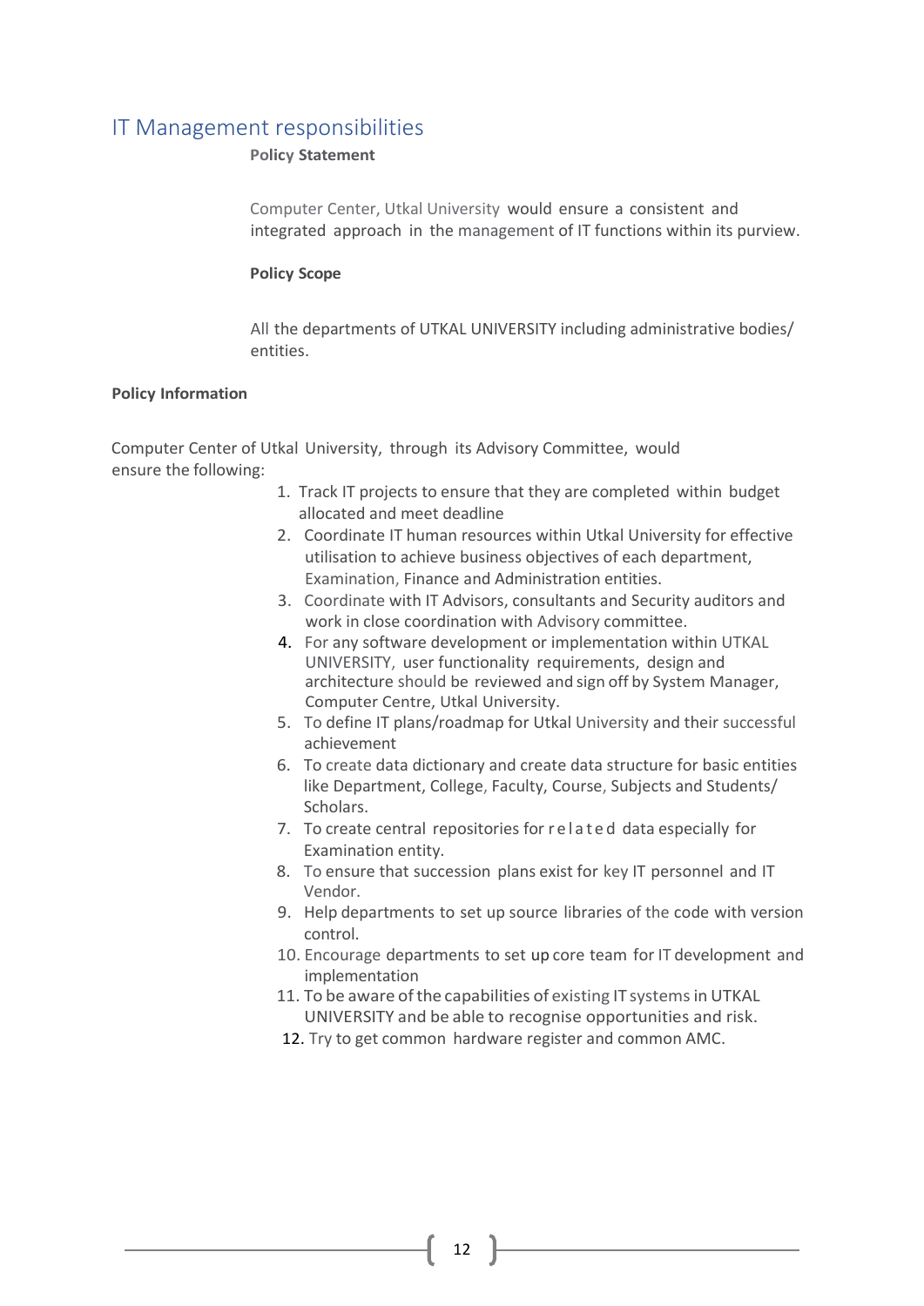## IT Management responsibilities

**Policy Statement**

Computer Center, Utkal University would ensure a consistent and integrated approach in the management of IT functions within its purview.

**Policy Scope**

All the departments of UTKAL UNIVERSITY including administrative bodies/ entities.

**Policy Information**

Computer Center of Utkal University, through its Advisory Committee, would ensure the following:

1. Track IT projects to ensure that they are completed within budget allocated and meet deadline
2. Coordinate IT human resources within Utkal University for effective utilisation to achieve business objectives of each department, Examination, Finance and Administration entities.
3. Coordinate with IT Advisors, consultants and Security auditors and work in close coordination with Advisory committee.
4. For any software development or implementation within UTKAL UNIVERSITY, user functionality requirements, design and architecture should be reviewed and sign off by System Manager, Computer Centre, Utkal University.
5. To define IT plans/roadmap for Utkal University and their successful achievement
6. To create data dictionary and create data structure for basic entities like Department, College, Faculty, Course, Subjects and Students/ Scholars.
7. To create central repositories for related data especially for Examination entity.
8. To ensure that succession plans exist for key IT personnel and IT Vendor.
9. Help departments to set up source libraries of the code with version control.
10. Encourage departments to set up core team for IT development and implementation
11. To be aware of the capabilities of existing IT systems in UTKAL UNIVERSITY and be able to recognise opportunities and risk.
12. Try to get common hardware register and common AMC.